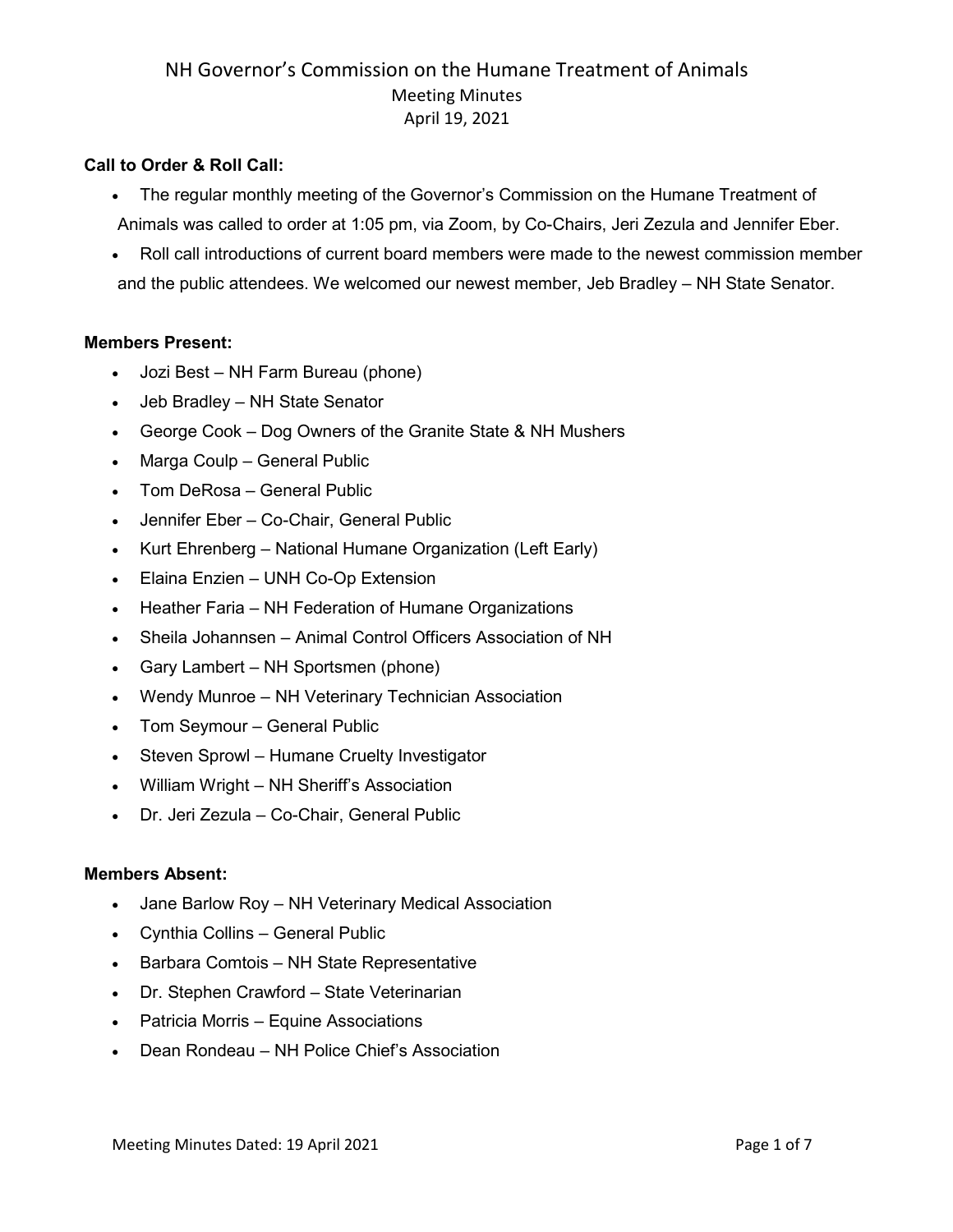# NH Governor's Commission on the Humane Treatment of Animals

Meeting Minutes
April 19, 2021

**Call to Order & Roll Call:**

- The regular monthly meeting of the Governor's Commission on the Humane Treatment of Animals was called to order at 1:05 pm, via Zoom, by Co-Chairs, Jeri Zezula and Jennifer Eber.
- Roll call introductions of current board members were made to the newest commission member and the public attendees. We welcomed our newest member, Jeb Bradley – NH State Senator.

**Members Present:**

- Jozi Best – NH Farm Bureau (phone)
- Jeb Bradley – NH State Senator
- George Cook – Dog Owners of the Granite State & NH Mushers
- Marga Coulp – General Public
- Tom DeRosa – General Public
- Jennifer Eber – Co-Chair, General Public
- Kurt Ehrenberg – National Humane Organization (Left Early)
- Elaina Enzien – UNH Co-Op Extension
- Heather Faria – NH Federation of Humane Organizations
- Sheila Johannsen – Animal Control Officers Association of NH
- Gary Lambert – NH Sportsmen (phone)
- Wendy Munroe – NH Veterinary Technician Association
- Tom Seymour – General Public
- Steven Sprowl – Humane Cruelty Investigator
- William Wright – NH Sheriff's Association
- Dr. Jeri Zezula – Co-Chair, General Public

**Members Absent:**

- Jane Barlow Roy – NH Veterinary Medical Association
- Cynthia Collins – General Public
- Barbara Comtois – NH State Representative
- Dr. Stephen Crawford – State Veterinarian
- Patricia Morris – Equine Associations
- Dean Rondeau – NH Police Chief's Association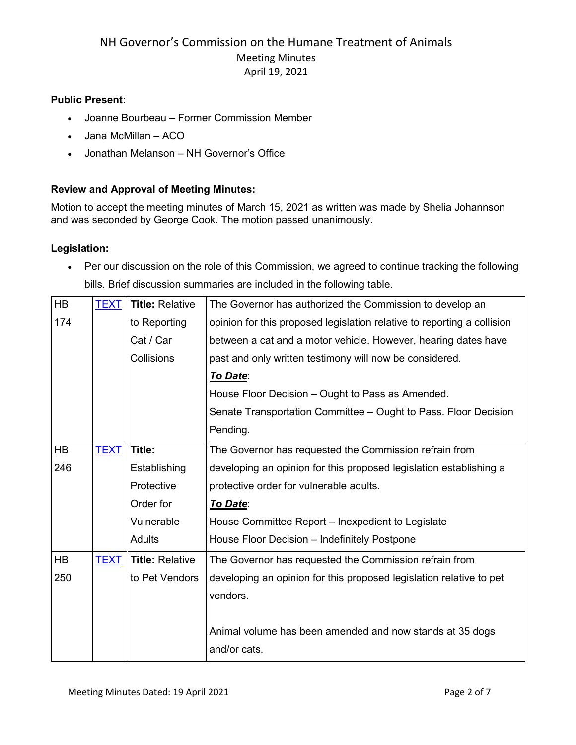NH Governor's Commission on the Humane Treatment of Animals
Meeting Minutes
April 19, 2021

**Public Present:**

- Joanne Bourbeau – Former Commission Member
- Jana McMillan – ACO
- Jonathan Melanson – NH Governor's Office

**Review and Approval of Meeting Minutes:**

Motion to accept the meeting minutes of March 15, 2021 as written was made by Shelia Johannson and was seconded by George Cook. The motion passed unanimously.

**Legislation:**

- Per our discussion on the role of this Commission, we agreed to continue tracking the following bills. Brief discussion summaries are included in the following table.

| | | | |
|---|---|---|---|
| HB 174 | TEXT | **Title:** Relative to Reporting Cat / Car Collisions | The Governor has authorized the Commission to develop an opinion for this proposed legislation relative to reporting a collision between a cat and a motor vehicle. However, hearing dates have past and only written testimony will now be considered.<br>***To Date***:<br>House Floor Decision – Ought to Pass as Amended.<br>Senate Transportation Committee – Ought to Pass. Floor Decision Pending. |
| HB 246 | TEXT | **Title:** Establishing Protective Order for Vulnerable Adults | The Governor has requested the Commission refrain from developing an opinion for this proposed legislation establishing a protective order for vulnerable adults.<br>***To Date***:<br>House Committee Report – Inexpedient to Legislate<br>House Floor Decision – Indefinitely Postpone |
| HB 250 | TEXT | **Title:** Relative to Pet Vendors | The Governor has requested the Commission refrain from developing an opinion for this proposed legislation relative to pet vendors.<br><br>Animal volume has been amended and now stands at 35 dogs and/or cats. |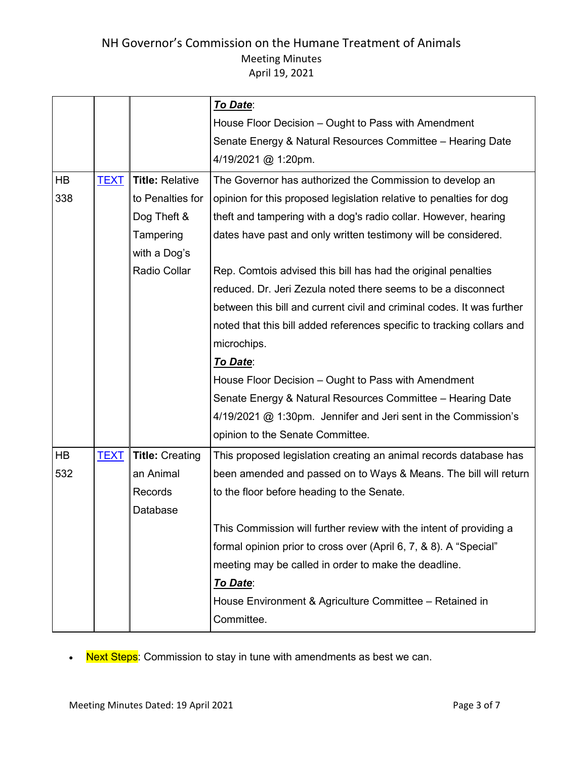| | | | |
|---|---|---|---|
| | | | ***To Date***:<br>House Floor Decision – Ought to Pass with Amendment<br>Senate Energy & Natural Resources Committee – Hearing Date 4/19/2021 @ 1:20pm. |
| HB 338 | TEXT | **Title:** Relative to Penalties for Dog Theft & Tampering with a Dog's Radio Collar | The Governor has authorized the Commission to develop an opinion for this proposed legislation relative to penalties for dog theft and tampering with a dog's radio collar. However, hearing dates have past and only written testimony will be considered.<br><br>Rep. Comtois advised this bill has had the original penalties reduced. Dr. Jeri Zezula noted there seems to be a disconnect between this bill and current civil and criminal codes. It was further noted that this bill added references specific to tracking collars and microchips.<br>***To Date***:<br>House Floor Decision – Ought to Pass with Amendment<br>Senate Energy & Natural Resources Committee – Hearing Date 4/19/2021 @ 1:30pm. Jennifer and Jeri sent in the Commission's opinion to the Senate Committee. |
| HB 532 | TEXT | **Title:** Creating an Animal Records Database | This proposed legislation creating an animal records database has been amended and passed on to Ways & Means. The bill will return to the floor before heading to the Senate.<br><br>This Commission will further review with the intent of providing a formal opinion prior to cross over (April 6, 7, & 8). A "Special" meeting may be called in order to make the deadline.<br>***To Date***:<br>House Environment & Agriculture Committee – Retained in Committee. |

- Next Steps: Commission to stay in tune with amendments as best we can.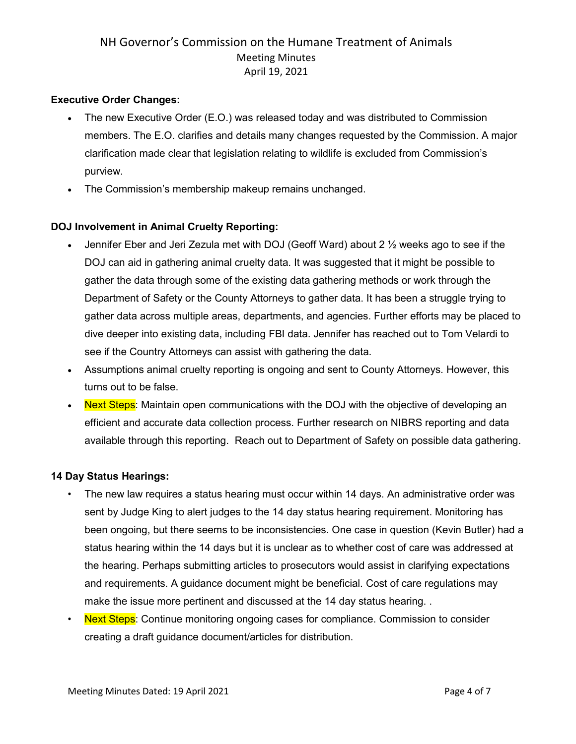NH Governor's Commission on the Humane Treatment of Animals
Meeting Minutes
April 19, 2021

**Executive Order Changes:**

- The new Executive Order (E.O.) was released today and was distributed to Commission members. The E.O. clarifies and details many changes requested by the Commission. A major clarification made clear that legislation relating to wildlife is excluded from Commission's purview.
- The Commission's membership makeup remains unchanged.

**DOJ Involvement in Animal Cruelty Reporting:**

- Jennifer Eber and Jeri Zezula met with DOJ (Geoff Ward) about 2 ½ weeks ago to see if the DOJ can aid in gathering animal cruelty data. It was suggested that it might be possible to gather the data through some of the existing data gathering methods or work through the Department of Safety or the County Attorneys to gather data. It has been a struggle trying to gather data across multiple areas, departments, and agencies. Further efforts may be placed to dive deeper into existing data, including FBI data. Jennifer has reached out to Tom Velardi to see if the Country Attorneys can assist with gathering the data.
- Assumptions animal cruelty reporting is ongoing and sent to County Attorneys. However, this turns out to be false.
- Next Steps: Maintain open communications with the DOJ with the objective of developing an efficient and accurate data collection process. Further research on NIBRS reporting and data available through this reporting. Reach out to Department of Safety on possible data gathering.

**14 Day Status Hearings:**

- The new law requires a status hearing must occur within 14 days. An administrative order was sent by Judge King to alert judges to the 14 day status hearing requirement. Monitoring has been ongoing, but there seems to be inconsistencies. One case in question (Kevin Butler) had a status hearing within the 14 days but it is unclear as to whether cost of care was addressed at the hearing. Perhaps submitting articles to prosecutors would assist in clarifying expectations and requirements. A guidance document might be beneficial. Cost of care regulations may make the issue more pertinent and discussed at the 14 day status hearing. .
- Next Steps: Continue monitoring ongoing cases for compliance. Commission to consider creating a draft guidance document/articles for distribution.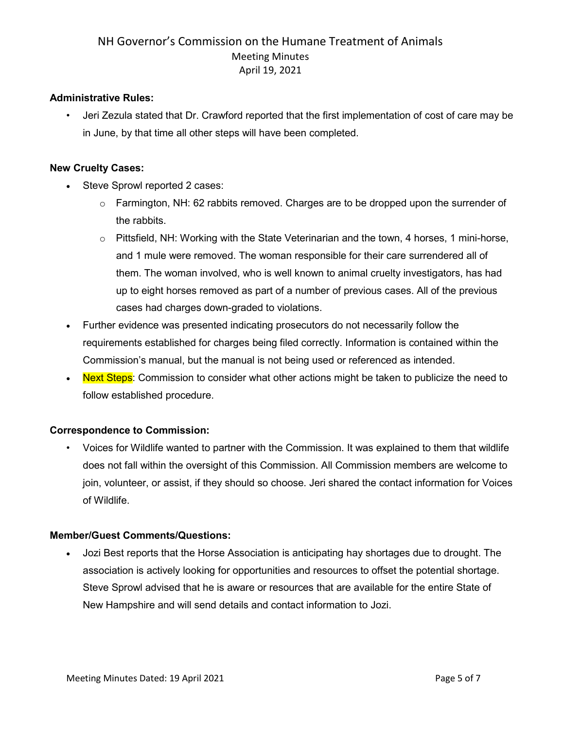**Administrative Rules:**

- Jeri Zezula stated that Dr. Crawford reported that the first implementation of cost of care may be in June, by that time all other steps will have been completed.

**New Cruelty Cases:**

- Steve Sprowl reported 2 cases:
  - Farmington, NH: 62 rabbits removed. Charges are to be dropped upon the surrender of the rabbits.
  - Pittsfield, NH: Working with the State Veterinarian and the town, 4 horses, 1 mini-horse, and 1 mule were removed. The woman responsible for their care surrendered all of them. The woman involved, who is well known to animal cruelty investigators, has had up to eight horses removed as part of a number of previous cases. All of the previous cases had charges down-graded to violations.
- Further evidence was presented indicating prosecutors do not necessarily follow the requirements established for charges being filed correctly. Information is contained within the Commission's manual, but the manual is not being used or referenced as intended.
- Next Steps: Commission to consider what other actions might be taken to publicize the need to follow established procedure.

**Correspondence to Commission:**

- Voices for Wildlife wanted to partner with the Commission. It was explained to them that wildlife does not fall within the oversight of this Commission. All Commission members are welcome to join, volunteer, or assist, if they should so choose. Jeri shared the contact information for Voices of Wildlife.

**Member/Guest Comments/Questions:**

- Jozi Best reports that the Horse Association is anticipating hay shortages due to drought. The association is actively looking for opportunities and resources to offset the potential shortage. Steve Sprowl advised that he is aware or resources that are available for the entire State of New Hampshire and will send details and contact information to Jozi.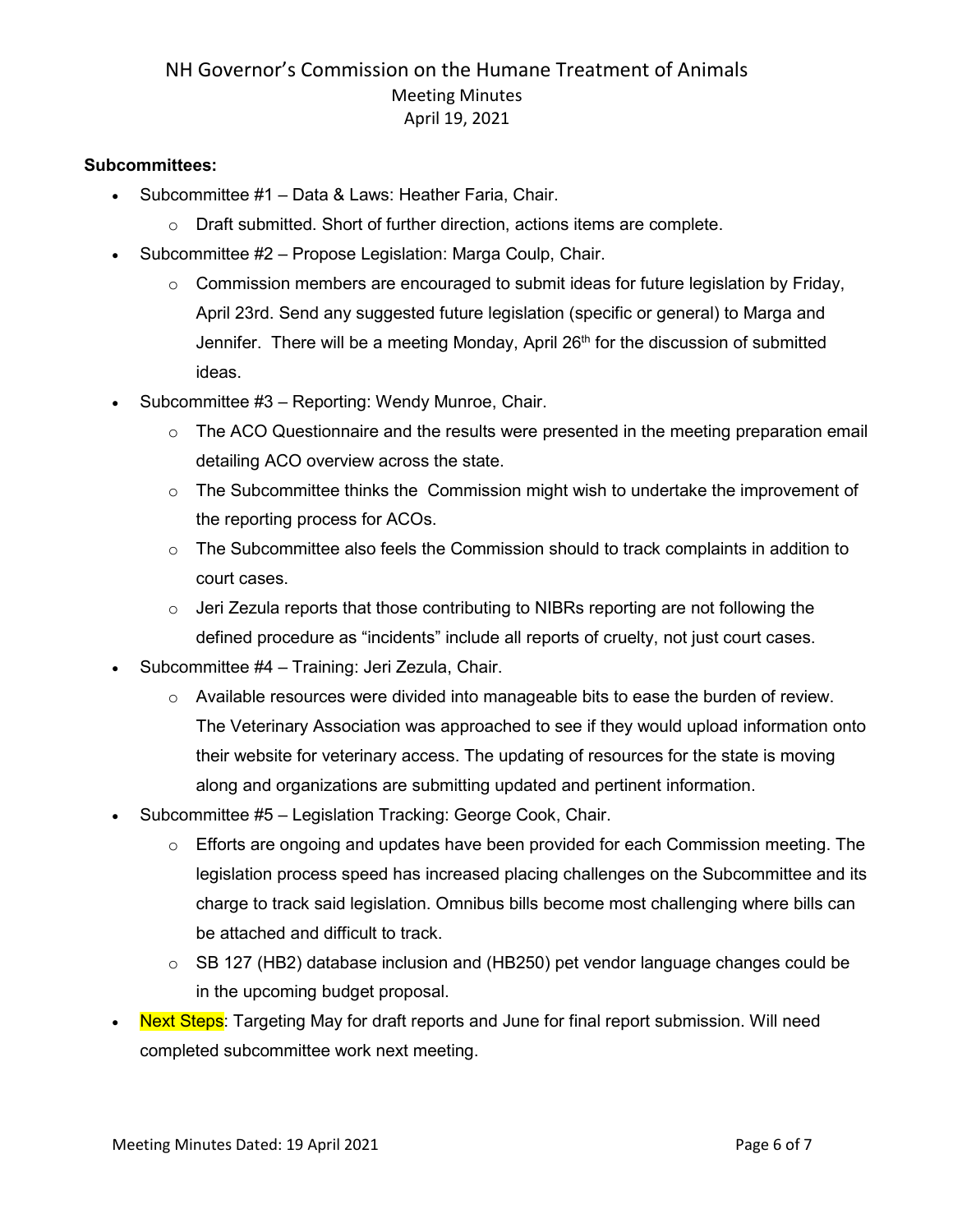**Subcommittees:**

- Subcommittee #1 – Data & Laws: Heather Faria, Chair.
  - Draft submitted. Short of further direction, actions items are complete.
- Subcommittee #2 – Propose Legislation: Marga Coulp, Chair.
  - Commission members are encouraged to submit ideas for future legislation by Friday, April 23rd. Send any suggested future legislation (specific or general) to Marga and Jennifer. There will be a meeting Monday, April 26th for the discussion of submitted ideas.
- Subcommittee #3 – Reporting: Wendy Munroe, Chair.
  - The ACO Questionnaire and the results were presented in the meeting preparation email detailing ACO overview across the state.
  - The Subcommittee thinks the Commission might wish to undertake the improvement of the reporting process for ACOs.
  - The Subcommittee also feels the Commission should to track complaints in addition to court cases.
  - Jeri Zezula reports that those contributing to NIBRs reporting are not following the defined procedure as "incidents" include all reports of cruelty, not just court cases.
- Subcommittee #4 – Training: Jeri Zezula, Chair.
  - Available resources were divided into manageable bits to ease the burden of review. The Veterinary Association was approached to see if they would upload information onto their website for veterinary access. The updating of resources for the state is moving along and organizations are submitting updated and pertinent information.
- Subcommittee #5 – Legislation Tracking: George Cook, Chair.
  - Efforts are ongoing and updates have been provided for each Commission meeting. The legislation process speed has increased placing challenges on the Subcommittee and its charge to track said legislation. Omnibus bills become most challenging where bills can be attached and difficult to track.
  - SB 127 (HB2) database inclusion and (HB250) pet vendor language changes could be in the upcoming budget proposal.
- Next Steps: Targeting May for draft reports and June for final report submission. Will need completed subcommittee work next meeting.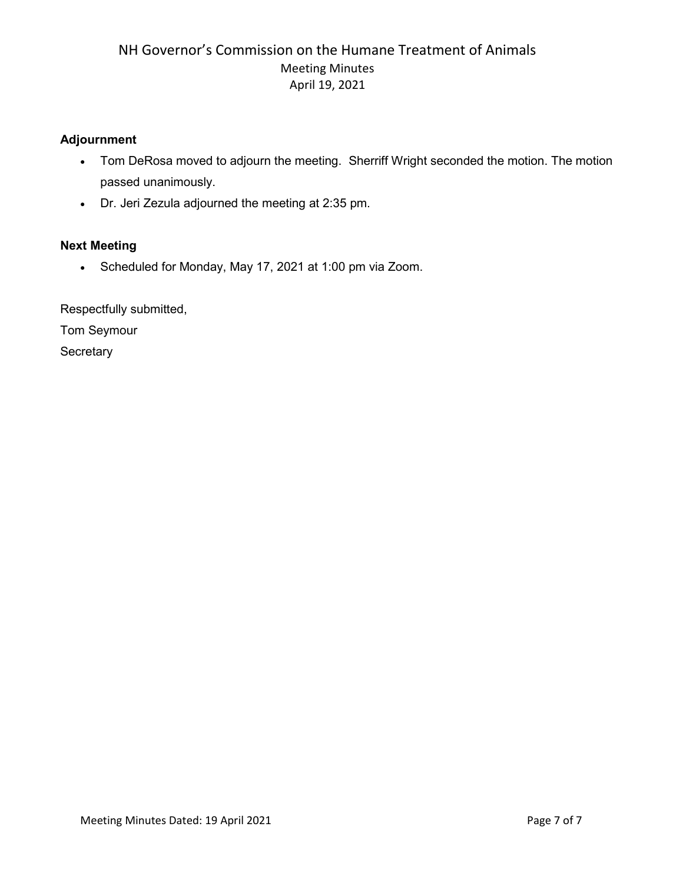## Adjournment

- Tom DeRosa moved to adjourn the meeting. Sherriff Wright seconded the motion. The motion passed unanimously.
- Dr. Jeri Zezula adjourned the meeting at 2:35 pm.

## Next Meeting

- Scheduled for Monday, May 17, 2021 at 1:00 pm via Zoom.

Respectfully submitted,
Tom Seymour
Secretary